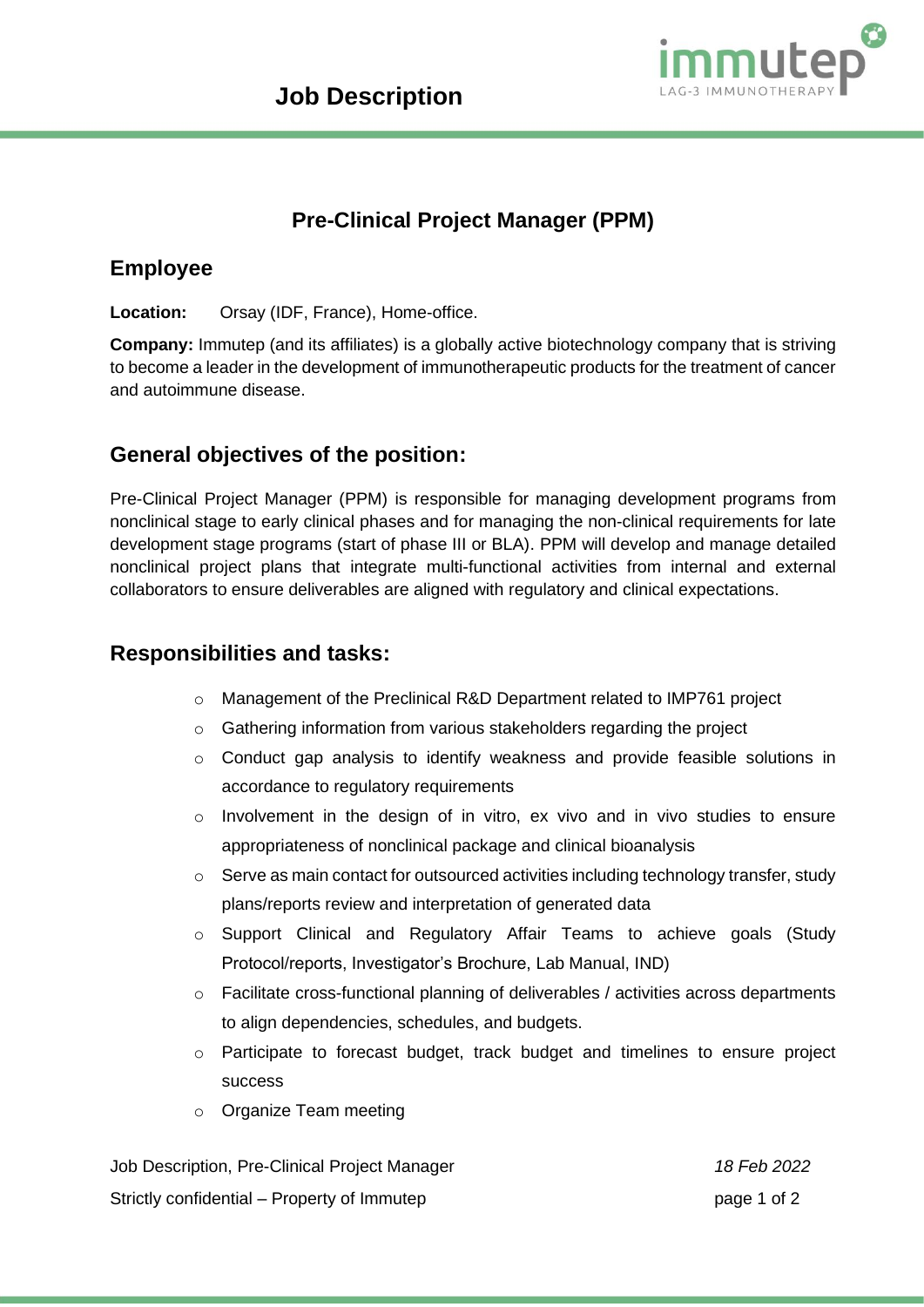# Job Description

## Pre-Clinical Project Manager (PPM)

## Employee

**Location:** Orsay (IDF, France), Home-office.

**Company:** Immutep (and its affiliates) is a globally active biotechnology company that is striving to become a leader in the development of immunotherapeutic products for the treatment of cancer and autoimmune disease.

## General objectives of the position:

Pre-Clinical Project Manager (PPM) is responsible for managing development programs from nonclinical stage to early clinical phases and for managing the non-clinical requirements for late development stage programs (start of phase III or BLA). PPM will develop and manage detailed nonclinical project plans that integrate multi-functional activities from internal and external collaborators to ensure deliverables are aligned with regulatory and clinical expectations.

## Responsibilities and tasks:

- Management of the Preclinical R&D Department related to IMP761 project
- Gathering information from various stakeholders regarding the project
- Conduct gap analysis to identify weakness and provide feasible solutions in accordance to regulatory requirements
- Involvement in the design of in vitro, ex vivo and in vivo studies to ensure appropriateness of nonclinical package and clinical bioanalysis
- Serve as main contact for outsourced activities including technology transfer, study plans/reports review and interpretation of generated data
- Support Clinical and Regulatory Affair Teams to achieve goals (Study Protocol/reports, Investigator's Brochure, Lab Manual, IND)
- Facilitate cross-functional planning of deliverables / activities across departments to align dependencies, schedules, and budgets.
- Participate to forecast budget, track budget and timelines to ensure project success
- Organize Team meeting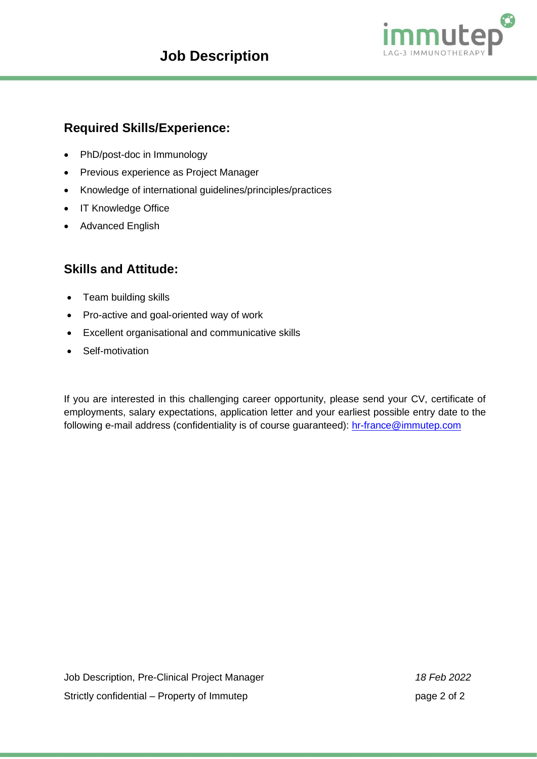## Required Skills/Experience:

- PhD/post-doc in Immunology
- Previous experience as Project Manager
- Knowledge of international guidelines/principles/practices
- IT Knowledge Office
- Advanced English

## Skills and Attitude:

- Team building skills
- Pro-active and goal-oriented way of work
- Excellent organisational and communicative skills
- Self-motivation

If you are interested in this challenging career opportunity, please send your CV, certificate of employments, salary expectations, application letter and your earliest possible entry date to the following e-mail address (confidentiality is of course guaranteed): hr-france@immutep.com